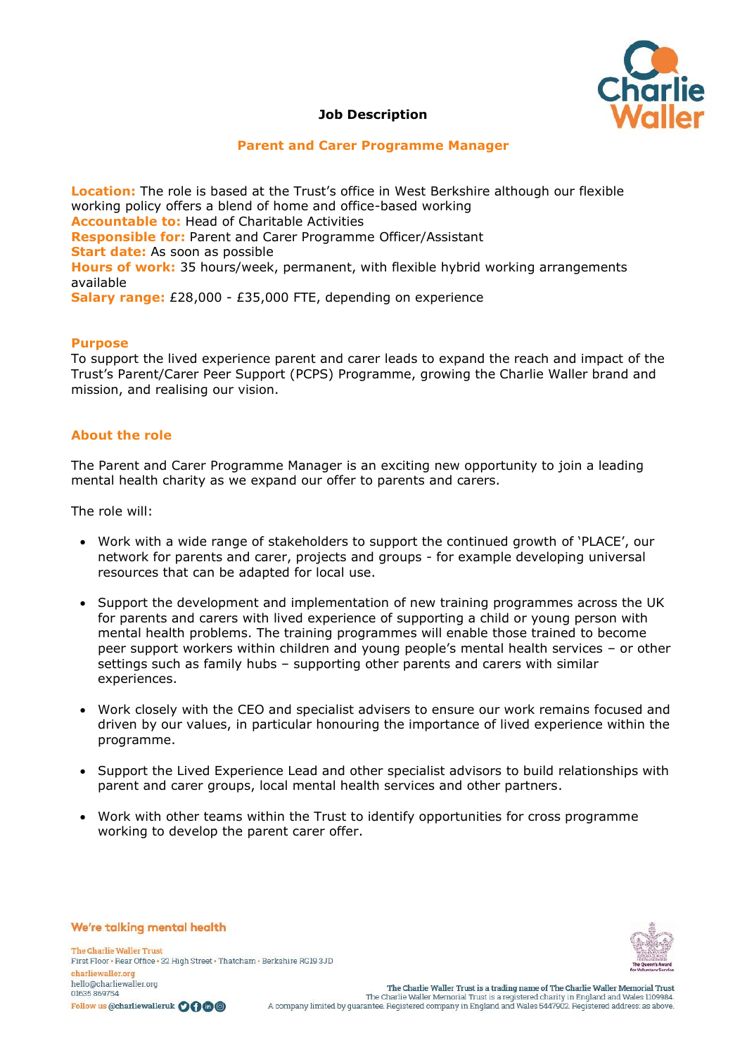**Job Description**

## Parent and Carer Programme Manager

**Location:** The role is based at the Trust's office in West Berkshire although our flexible working policy offers a blend of home and office-based working
**Accountable to:** Head of Charitable Activities
**Responsible for:** Parent and Carer Programme Officer/Assistant
**Start date:** As soon as possible
**Hours of work:** 35 hours/week, permanent, with flexible hybrid working arrangements available
**Salary range:** £28,000 - £35,000 FTE, depending on experience

### Purpose

To support the lived experience parent and carer leads to expand the reach and impact of the Trust's Parent/Carer Peer Support (PCPS) Programme, growing the Charlie Waller brand and mission, and realising our vision.

### About the role

The Parent and Carer Programme Manager is an exciting new opportunity to join a leading mental health charity as we expand our offer to parents and carers.

The role will:

- Work with a wide range of stakeholders to support the continued growth of 'PLACE', our network for parents and carer, projects and groups - for example developing universal resources that can be adapted for local use.
- Support the development and implementation of new training programmes across the UK for parents and carers with lived experience of supporting a child or young person with mental health problems. The training programmes will enable those trained to become peer support workers within children and young people's mental health services – or other settings such as family hubs – supporting other parents and carers with similar experiences.
- Work closely with the CEO and specialist advisers to ensure our work remains focused and driven by our values, in particular honouring the importance of lived experience within the programme.
- Support the Lived Experience Lead and other specialist advisors to build relationships with parent and carer groups, local mental health services and other partners.
- Work with other teams within the Trust to identify opportunities for cross programme working to develop the parent carer offer.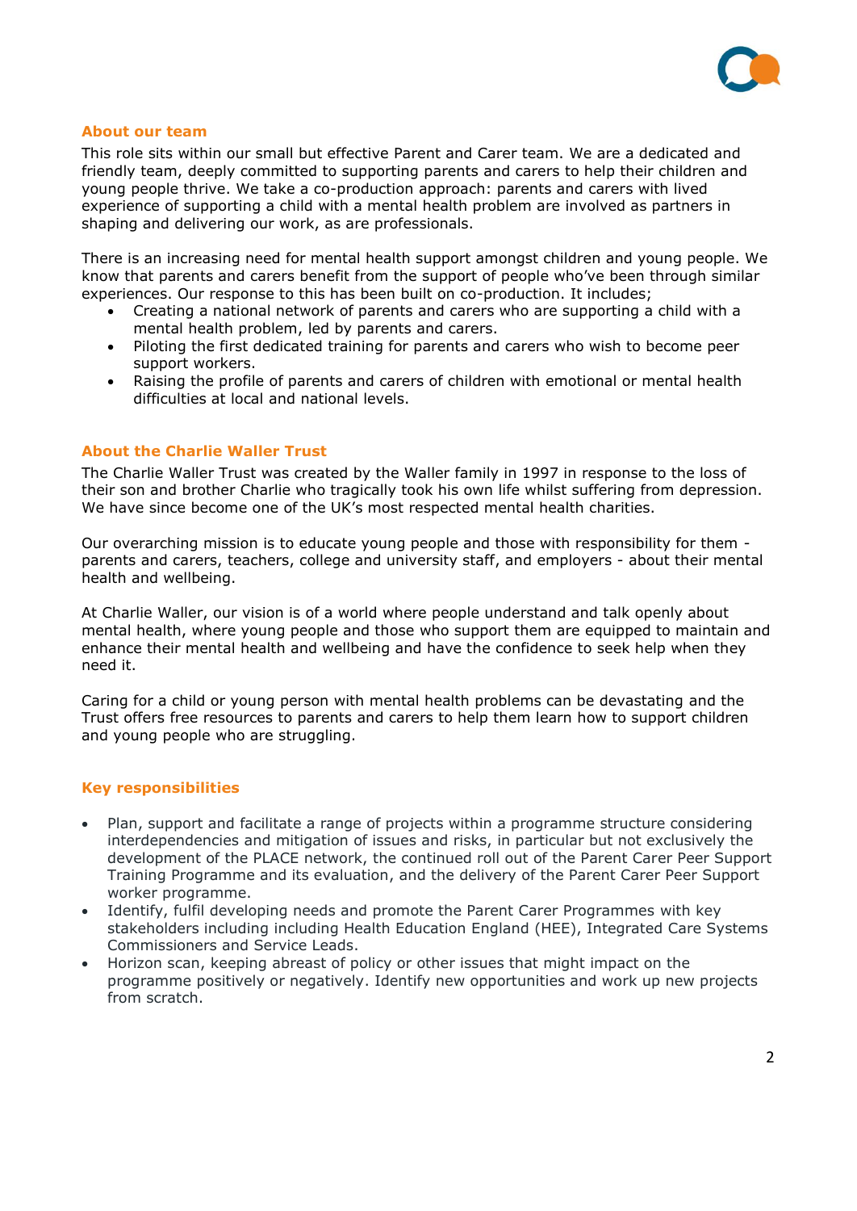## About our team

This role sits within our small but effective Parent and Carer team. We are a dedicated and friendly team, deeply committed to supporting parents and carers to help their children and young people thrive. We take a co-production approach: parents and carers with lived experience of supporting a child with a mental health problem are involved as partners in shaping and delivering our work, as are professionals.

There is an increasing need for mental health support amongst children and young people. We know that parents and carers benefit from the support of people who've been through similar experiences. Our response to this has been built on co-production. It includes;

- Creating a national network of parents and carers who are supporting a child with a mental health problem, led by parents and carers.
- Piloting the first dedicated training for parents and carers who wish to become peer support workers.
- Raising the profile of parents and carers of children with emotional or mental health difficulties at local and national levels.

## About the Charlie Waller Trust

The Charlie Waller Trust was created by the Waller family in 1997 in response to the loss of their son and brother Charlie who tragically took his own life whilst suffering from depression. We have since become one of the UK's most respected mental health charities.

Our overarching mission is to educate young people and those with responsibility for them - parents and carers, teachers, college and university staff, and employers - about their mental health and wellbeing.

At Charlie Waller, our vision is of a world where people understand and talk openly about mental health, where young people and those who support them are equipped to maintain and enhance their mental health and wellbeing and have the confidence to seek help when they need it.

Caring for a child or young person with mental health problems can be devastating and the Trust offers free resources to parents and carers to help them learn how to support children and young people who are struggling.

## Key responsibilities

- Plan, support and facilitate a range of projects within a programme structure considering interdependencies and mitigation of issues and risks, in particular but not exclusively the development of the PLACE network, the continued roll out of the Parent Carer Peer Support Training Programme and its evaluation, and the delivery of the Parent Carer Peer Support worker programme.
- Identify, fulfil developing needs and promote the Parent Carer Programmes with key stakeholders including including Health Education England (HEE), Integrated Care Systems Commissioners and Service Leads.
- Horizon scan, keeping abreast of policy or other issues that might impact on the programme positively or negatively. Identify new opportunities and work up new projects from scratch.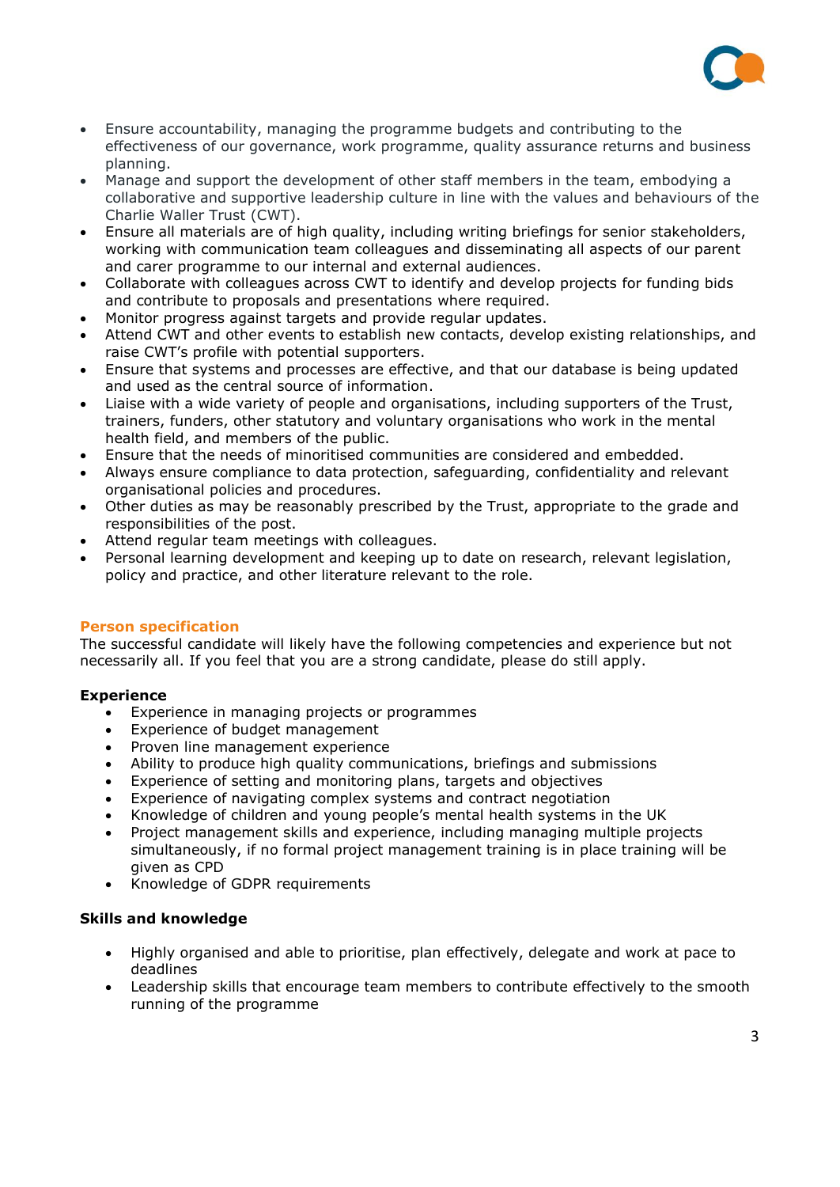- Ensure accountability, managing the programme budgets and contributing to the effectiveness of our governance, work programme, quality assurance returns and business planning.
- Manage and support the development of other staff members in the team, embodying a collaborative and supportive leadership culture in line with the values and behaviours of the Charlie Waller Trust (CWT).
- Ensure all materials are of high quality, including writing briefings for senior stakeholders, working with communication team colleagues and disseminating all aspects of our parent and carer programme to our internal and external audiences.
- Collaborate with colleagues across CWT to identify and develop projects for funding bids and contribute to proposals and presentations where required.
- Monitor progress against targets and provide regular updates.
- Attend CWT and other events to establish new contacts, develop existing relationships, and raise CWT's profile with potential supporters.
- Ensure that systems and processes are effective, and that our database is being updated and used as the central source of information.
- Liaise with a wide variety of people and organisations, including supporters of the Trust, trainers, funders, other statutory and voluntary organisations who work in the mental health field, and members of the public.
- Ensure that the needs of minoritised communities are considered and embedded.
- Always ensure compliance to data protection, safeguarding, confidentiality and relevant organisational policies and procedures.
- Other duties as may be reasonably prescribed by the Trust, appropriate to the grade and responsibilities of the post.
- Attend regular team meetings with colleagues.
- Personal learning development and keeping up to date on research, relevant legislation, policy and practice, and other literature relevant to the role.

## Person specification

The successful candidate will likely have the following competencies and experience but not necessarily all. If you feel that you are a strong candidate, please do still apply.

### Experience

- Experience in managing projects or programmes
- Experience of budget management
- Proven line management experience
- Ability to produce high quality communications, briefings and submissions
- Experience of setting and monitoring plans, targets and objectives
- Experience of navigating complex systems and contract negotiation
- Knowledge of children and young people's mental health systems in the UK
- Project management skills and experience, including managing multiple projects simultaneously, if no formal project management training is in place training will be given as CPD
- Knowledge of GDPR requirements

### Skills and knowledge

- Highly organised and able to prioritise, plan effectively, delegate and work at pace to deadlines
- Leadership skills that encourage team members to contribute effectively to the smooth running of the programme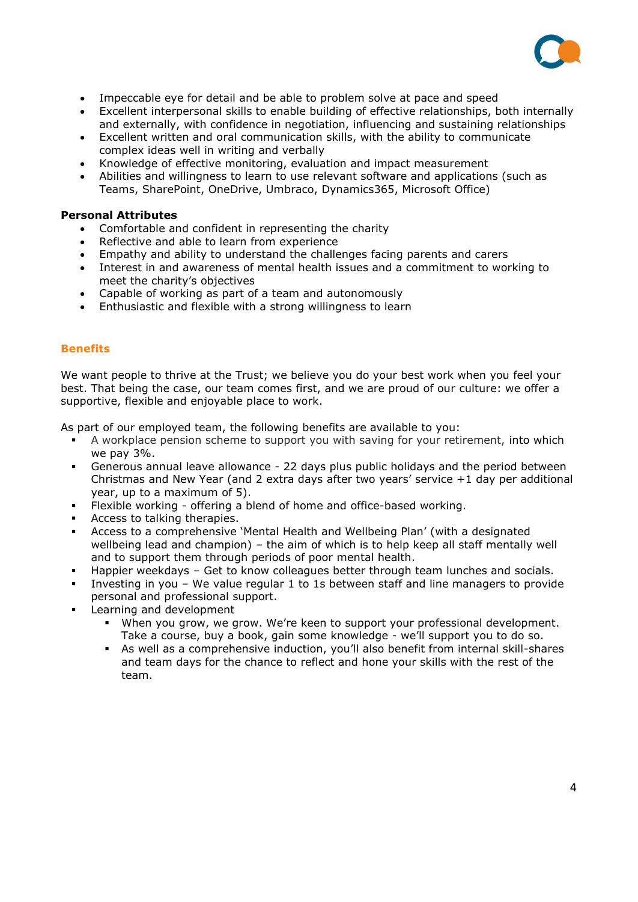- Impeccable eye for detail and be able to problem solve at pace and speed
- Excellent interpersonal skills to enable building of effective relationships, both internally and externally, with confidence in negotiation, influencing and sustaining relationships
- Excellent written and oral communication skills, with the ability to communicate complex ideas well in writing and verbally
- Knowledge of effective monitoring, evaluation and impact measurement
- Abilities and willingness to learn to use relevant software and applications (such as Teams, SharePoint, OneDrive, Umbraco, Dynamics365, Microsoft Office)

**Personal Attributes**

- Comfortable and confident in representing the charity
- Reflective and able to learn from experience
- Empathy and ability to understand the challenges facing parents and carers
- Interest in and awareness of mental health issues and a commitment to working to meet the charity's objectives
- Capable of working as part of a team and autonomously
- Enthusiastic and flexible with a strong willingness to learn

## Benefits

We want people to thrive at the Trust; we believe you do your best work when you feel your best. That being the case, our team comes first, and we are proud of our culture: we offer a supportive, flexible and enjoyable place to work.

As part of our employed team, the following benefits are available to you:

- A workplace pension scheme to support you with saving for your retirement, into which we pay 3%.
- Generous annual leave allowance - 22 days plus public holidays and the period between Christmas and New Year (and 2 extra days after two years' service +1 day per additional year, up to a maximum of 5).
- Flexible working - offering a blend of home and office-based working.
- Access to talking therapies.
- Access to a comprehensive 'Mental Health and Wellbeing Plan' (with a designated wellbeing lead and champion) – the aim of which is to help keep all staff mentally well and to support them through periods of poor mental health.
- Happier weekdays – Get to know colleagues better through team lunches and socials.
- Investing in you – We value regular 1 to 1s between staff and line managers to provide personal and professional support.
- Learning and development
  - When you grow, we grow. We're keen to support your professional development. Take a course, buy a book, gain some knowledge - we'll support you to do so.
  - As well as a comprehensive induction, you'll also benefit from internal skill-shares and team days for the chance to reflect and hone your skills with the rest of the team.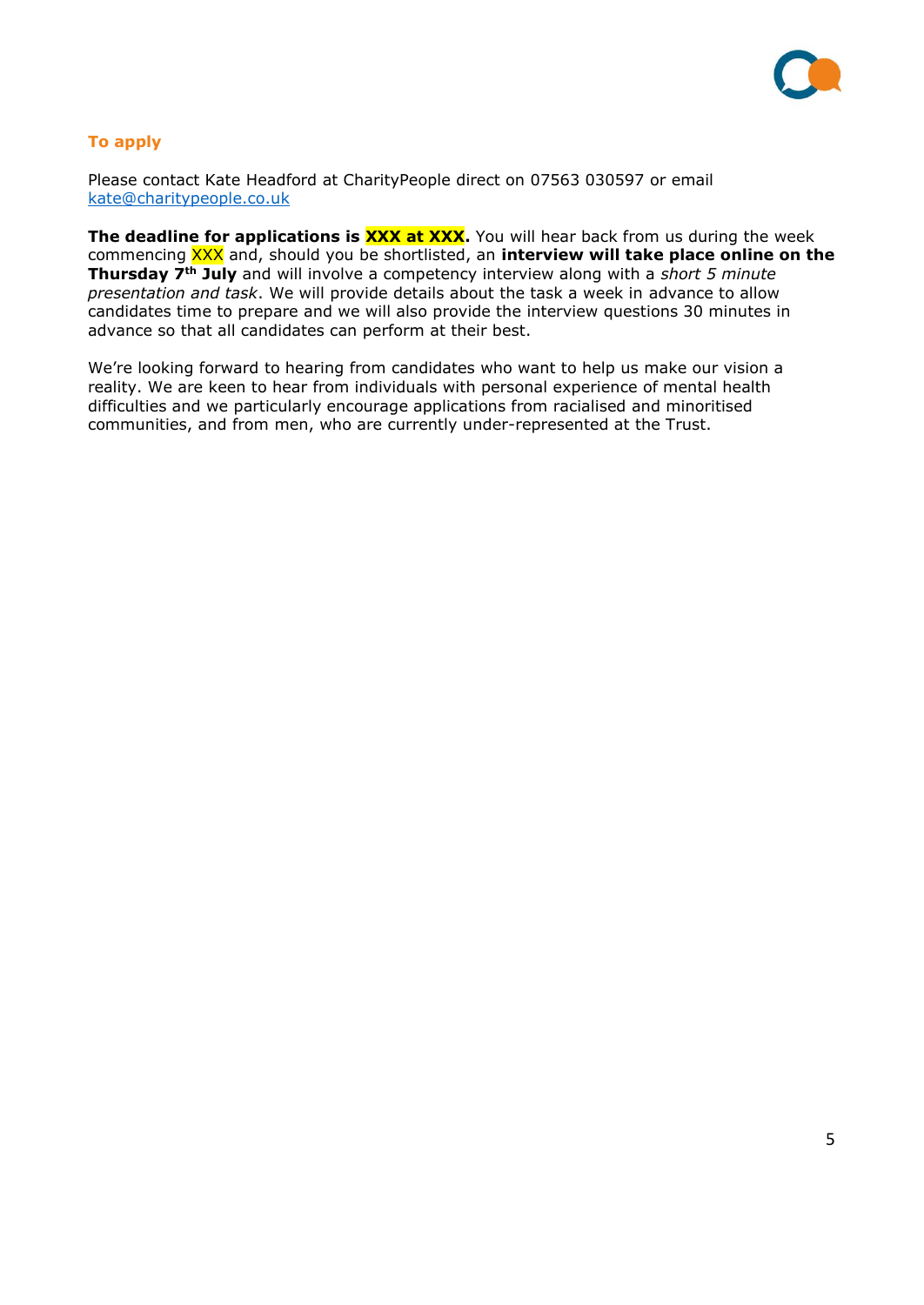## To apply

Please contact Kate Headford at CharityPeople direct on 07563 030597 or email kate@charitypeople.co.uk

**The deadline for applications is XXX at XXX.** You will hear back from us during the week commencing XXX and, should you be shortlisted, an **interview will take place online on the Thursday 7th July** and will involve a competency interview along with a *short 5 minute presentation and task*. We will provide details about the task a week in advance to allow candidates time to prepare and we will also provide the interview questions 30 minutes in advance so that all candidates can perform at their best.

We're looking forward to hearing from candidates who want to help us make our vision a reality. We are keen to hear from individuals with personal experience of mental health difficulties and we particularly encourage applications from racialised and minoritised communities, and from men, who are currently under-represented at the Trust.